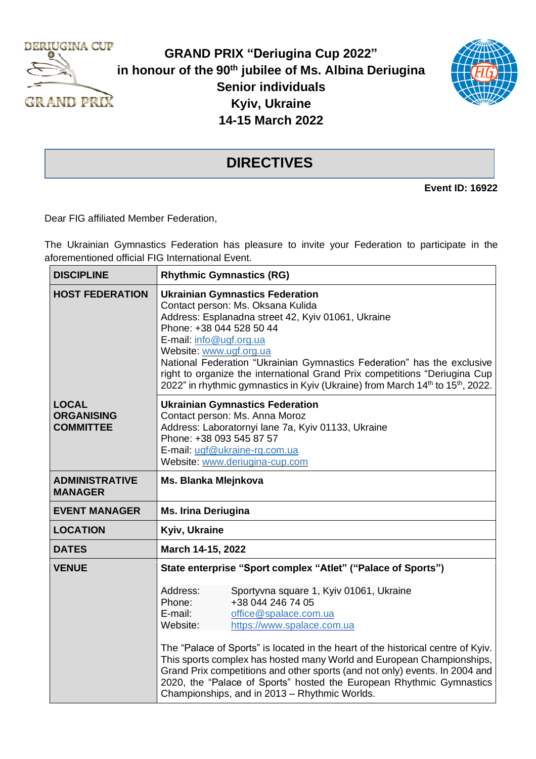# GRAND PRIX "Deriugina Cup 2022"
# in honour of the 90th jubilee of Ms. Albina Deriugina
# Senior individuals
# Kyiv, Ukraine
# 14-15 March 2022

## DIRECTIVES

**Event ID: 16922**

Dear FIG affiliated Member Federation,

The Ukrainian Gymnastics Federation has pleasure to invite your Federation to participate in the aforementioned official FIG International Event.

| | |
|---|---|
| **DISCIPLINE** | **Rhythmic Gymnastics (RG)** |
| **HOST FEDERATION** | **Ukrainian Gymnastics Federation**<br>Contact person: Ms. Oksana Kulida<br>Address: Esplanadna street 42, Kyiv 01061, Ukraine<br>Phone: +38 044 528 50 44<br>E-mail: info@ugf.org.ua<br>Website: www.ugf.org.ua<br>National Federation "Ukrainian Gymnastics Federation" has the exclusive right to organize the international Grand Prix competitions "Deriugina Cup 2022" in rhythmic gymnastics in Kyiv (Ukraine) from March 14th to 15th, 2022. |
| **LOCAL ORGANISING COMMITTEE** | **Ukrainian Gymnastics Federation**<br>Contact person: Ms. Anna Moroz<br>Address: Laboratornyi lane 7a, Kyiv 01133, Ukraine<br>Phone: +38 093 545 87 57<br>E-mail: ugf@ukraine-rg.com.ua<br>Website: www.deriugina-cup.com |
| **ADMINISTRATIVE MANAGER** | **Ms. Blanka Mlejnkova** |
| **EVENT MANAGER** | **Ms. Irina Deriugina** |
| **LOCATION** | **Kyiv, Ukraine** |
| **DATES** | **March 14-15, 2022** |
| **VENUE** | **State enterprise "Sport complex "Atlet" ("Palace of Sports")**<br><br>Address: Sportyvna square 1, Kyiv 01061, Ukraine<br>Phone: +38 044 246 74 05<br>E-mail: office@spalace.com.ua<br>Website: https://www.spalace.com.ua<br><br>The "Palace of Sports" is located in the heart of the historical centre of Kyiv. This sports complex has hosted many World and European Championships, Grand Prix competitions and other sports (and not only) events. In 2004 and 2020, the "Palace of Sports" hosted the European Rhythmic Gymnastics Championships, and in 2013 – Rhythmic Worlds. |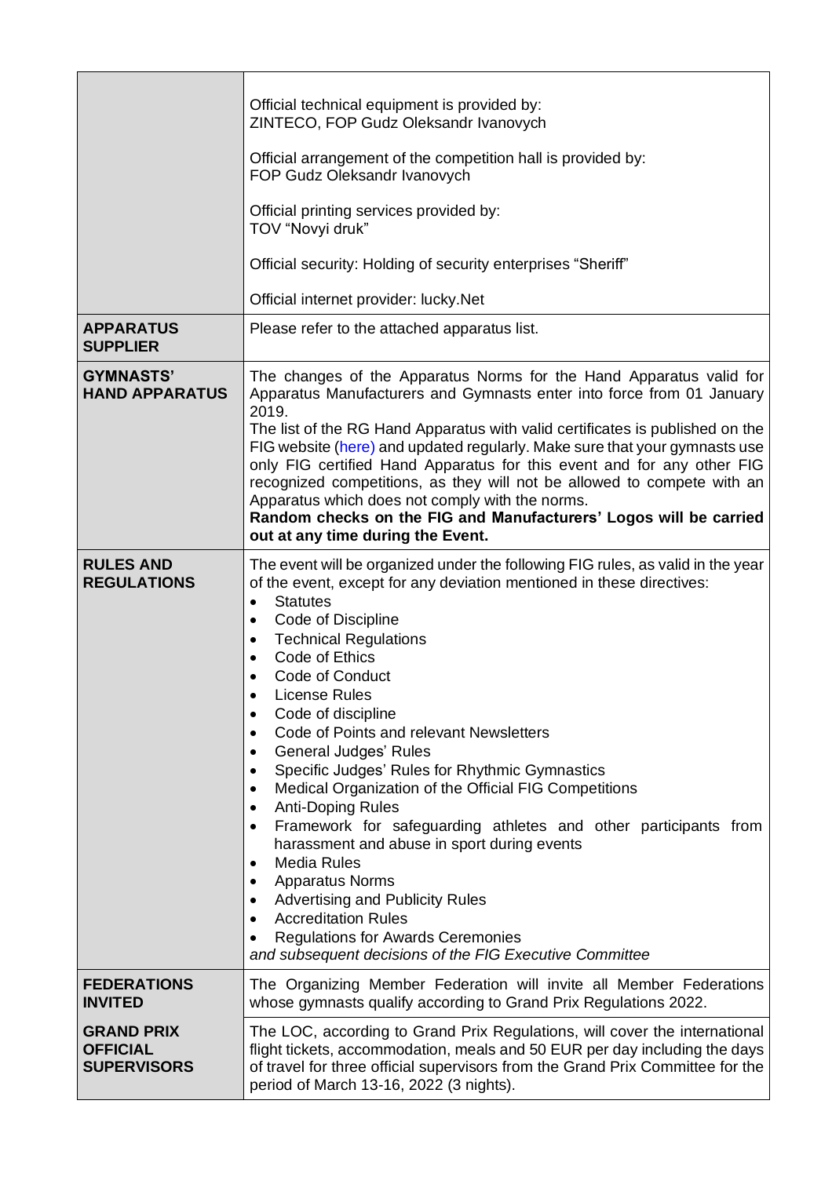| | |
|---|---|
| | Official technical equipment is provided by:<br>ZINTECO, FOP Gudz Oleksandr Ivanovych<br><br>Official arrangement of the competition hall is provided by:<br>FOP Gudz Oleksandr Ivanovych<br><br>Official printing services provided by:<br>TOV "Novyi druk"<br><br>Official security: Holding of security enterprises "Sheriff"<br><br>Official internet provider: lucky.Net |
| **APPARATUS SUPPLIER** | Please refer to the attached apparatus list. |
| **GYMNASTS' HAND APPARATUS** | The changes of the Apparatus Norms for the Hand Apparatus valid for Apparatus Manufacturers and Gymnasts enter into force from 01 January 2019.<br>The list of the RG Hand Apparatus with valid certificates is published on the FIG website (here) and updated regularly. Make sure that your gymnasts use only FIG certified Hand Apparatus for this event and for any other FIG recognized competitions, as they will not be allowed to compete with an Apparatus which does not comply with the norms.<br>**Random checks on the FIG and Manufacturers' Logos will be carried out at any time during the Event.** |
| **RULES AND REGULATIONS** | The event will be organized under the following FIG rules, as valid in the year of the event, except for any deviation mentioned in these directives:<br>• Statutes<br>• Code of Discipline<br>• Technical Regulations<br>• Code of Ethics<br>• Code of Conduct<br>• License Rules<br>• Code of discipline<br>• Code of Points and relevant Newsletters<br>• General Judges' Rules<br>• Specific Judges' Rules for Rhythmic Gymnastics<br>• Medical Organization of the Official FIG Competitions<br>• Anti-Doping Rules<br>• Framework for safeguarding athletes and other participants from harassment and abuse in sport during events<br>• Media Rules<br>• Apparatus Norms<br>• Advertising and Publicity Rules<br>• Accreditation Rules<br>• Regulations for Awards Ceremonies<br>*and subsequent decisions of the FIG Executive Committee* |
| **FEDERATIONS INVITED** | The Organizing Member Federation will invite all Member Federations whose gymnasts qualify according to Grand Prix Regulations 2022. |
| **GRAND PRIX OFFICIAL SUPERVISORS** | The LOC, according to Grand Prix Regulations, will cover the international flight tickets, accommodation, meals and 50 EUR per day including the days of travel for three official supervisors from the Grand Prix Committee for the period of March 13-16, 2022 (3 nights). |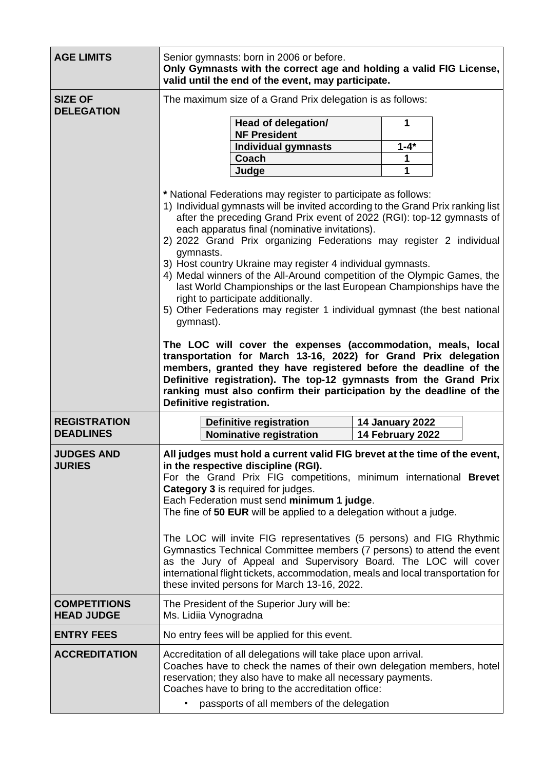| | |
|---|---|
| **AGE LIMITS** | Senior gymnasts: born in 2006 or before.<br>**Only Gymnasts with the correct age and holding a valid FIG License, valid until the end of the event, may participate.** |
| **SIZE OF DELEGATION** | The maximum size of a Grand Prix delegation is as follows:<br><br>**Head of delegation/ NF President**: 1<br>**Individual gymnasts**: 1-4*<br>**Coach**: 1<br>**Judge**: 1<br><br>**\*** National Federations may register to participate as follows:<br>1) Individual gymnasts will be invited according to the Grand Prix ranking list after the preceding Grand Prix event of 2022 (RGI): top-12 gymnasts of each apparatus final (nominative invitations).<br>2) 2022 Grand Prix organizing Federations may register 2 individual gymnasts.<br>3) Host country Ukraine may register 4 individual gymnasts.<br>4) Medal winners of the All-Around competition of the Olympic Games, the last World Championships or the last European Championships have the right to participate additionally.<br>5) Other Federations may register 1 individual gymnast (the best national gymnast).<br><br>**The LOC will cover the expenses (accommodation, meals, local transportation for March 13-16, 2022) for Grand Prix delegation members, granted they have registered before the deadline of the Definitive registration). The top-12 gymnasts from the Grand Prix ranking must also confirm their participation by the deadline of the Definitive registration.** |
| **REGISTRATION DEADLINES** | **Definitive registration**: **14 January 2022**<br>**Nominative registration**: **14 February 2022** |
| **JUDGES AND JURIES** | **All judges must hold a current valid FIG brevet at the time of the event, in the respective discipline (RGI).**<br>For the Grand Prix FIG competitions, minimum international **Brevet Category 3** is required for judges.<br>Each Federation must send **minimum 1 judge**.<br>The fine of **50 EUR** will be applied to a delegation without a judge.<br><br>The LOC will invite FIG representatives (5 persons) and FIG Rhythmic Gymnastics Technical Committee members (7 persons) to attend the event as the Jury of Appeal and Supervisory Board. The LOC will cover international flight tickets, accommodation, meals and local transportation for these invited persons for March 13-16, 2022. |
| **COMPETITIONS HEAD JUDGE** | The President of the Superior Jury will be:<br>Ms. Lidiia Vynogradna |
| **ENTRY FEES** | No entry fees will be applied for this event. |
| **ACCREDITATION** | Accreditation of all delegations will take place upon arrival.<br>Coaches have to check the names of their own delegation members, hotel reservation; they also have to make all necessary payments.<br>Coaches have to bring to the accreditation office:<br>▪ passports of all members of the delegation |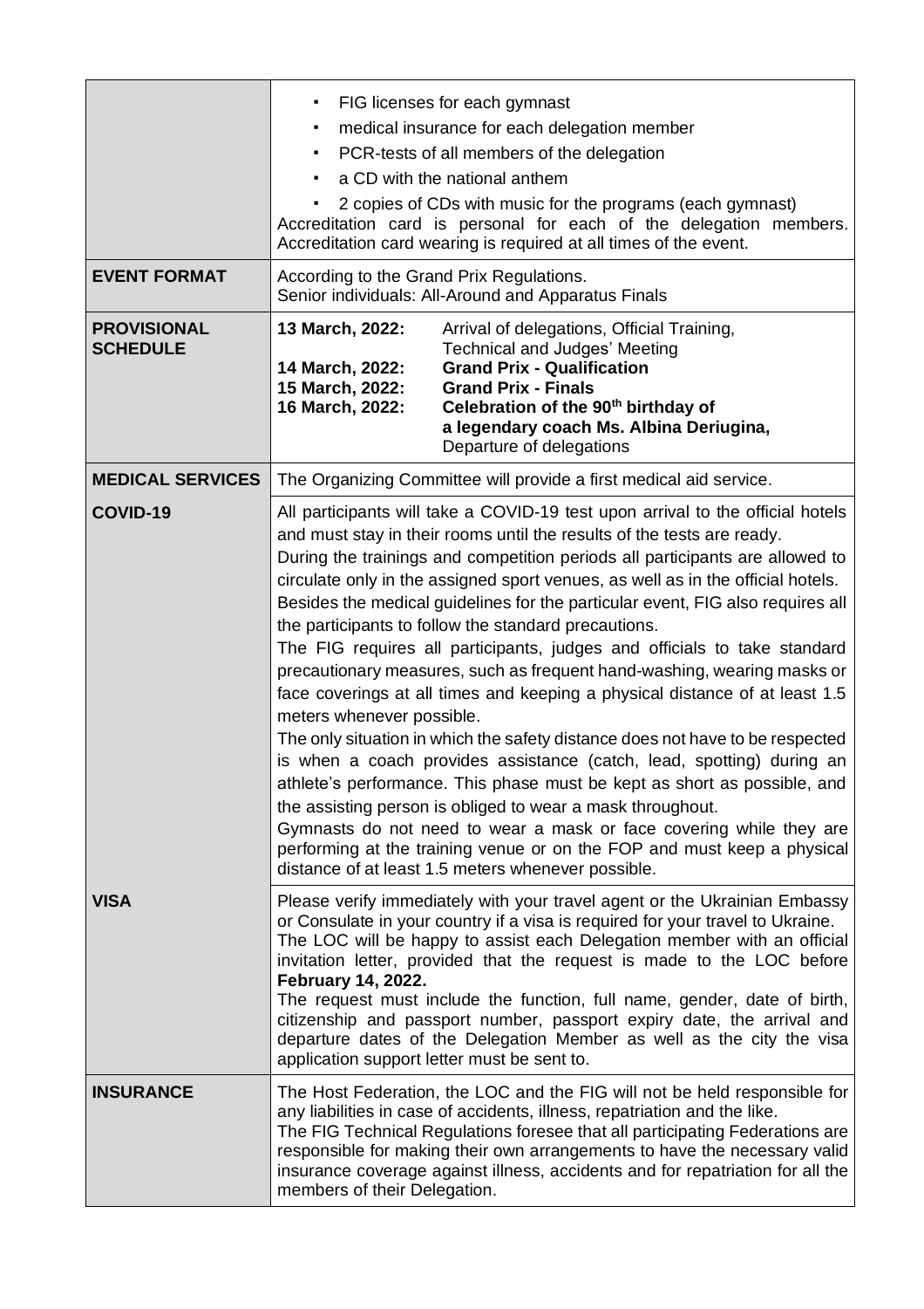| | |
|---|---|
| | ▪ FIG licenses for each gymnast<br>▪ medical insurance for each delegation member<br>▪ PCR-tests of all members of the delegation<br>▪ a CD with the national anthem<br>▪ 2 copies of CDs with music for the programs (each gymnast)<br>Accreditation card is personal for each of the delegation members. Accreditation card wearing is required at all times of the event. |
| **EVENT FORMAT** | According to the Grand Prix Regulations.<br>Senior individuals: All-Around and Apparatus Finals |
| **PROVISIONAL SCHEDULE** | **13 March, 2022:** Arrival of delegations, Official Training, Technical and Judges' Meeting<br>**14 March, 2022:** **Grand Prix - Qualification**<br>**15 March, 2022:** **Grand Prix - Finals**<br>**16 March, 2022:** **Celebration of the 90th birthday of a legendary coach Ms. Albina Deriugina,** Departure of delegations |
| **MEDICAL SERVICES** | The Organizing Committee will provide a first medical aid service. |
| **COVID-19** | All participants will take a COVID-19 test upon arrival to the official hotels and must stay in their rooms until the results of the tests are ready.<br>During the trainings and competition periods all participants are allowed to circulate only in the assigned sport venues, as well as in the official hotels.<br>Besides the medical guidelines for the particular event, FIG also requires all the participants to follow the standard precautions.<br>The FIG requires all participants, judges and officials to take standard precautionary measures, such as frequent hand-washing, wearing masks or face coverings at all times and keeping a physical distance of at least 1.5 meters whenever possible.<br>The only situation in which the safety distance does not have to be respected is when a coach provides assistance (catch, lead, spotting) during an athlete's performance. This phase must be kept as short as possible, and the assisting person is obliged to wear a mask throughout.<br>Gymnasts do not need to wear a mask or face covering while they are performing at the training venue or on the FOP and must keep a physical distance of at least 1.5 meters whenever possible. |
| **VISA** | Please verify immediately with your travel agent or the Ukrainian Embassy or Consulate in your country if a visa is required for your travel to Ukraine.<br>The LOC will be happy to assist each Delegation member with an official invitation letter, provided that the request is made to the LOC before **February 14, 2022.**<br>The request must include the function, full name, gender, date of birth, citizenship and passport number, passport expiry date, the arrival and departure dates of the Delegation Member as well as the city the visa application support letter must be sent to. |
| **INSURANCE** | The Host Federation, the LOC and the FIG will not be held responsible for any liabilities in case of accidents, illness, repatriation and the like.<br>The FIG Technical Regulations foresee that all participating Federations are responsible for making their own arrangements to have the necessary valid insurance coverage against illness, accidents and for repatriation for all the members of their Delegation. |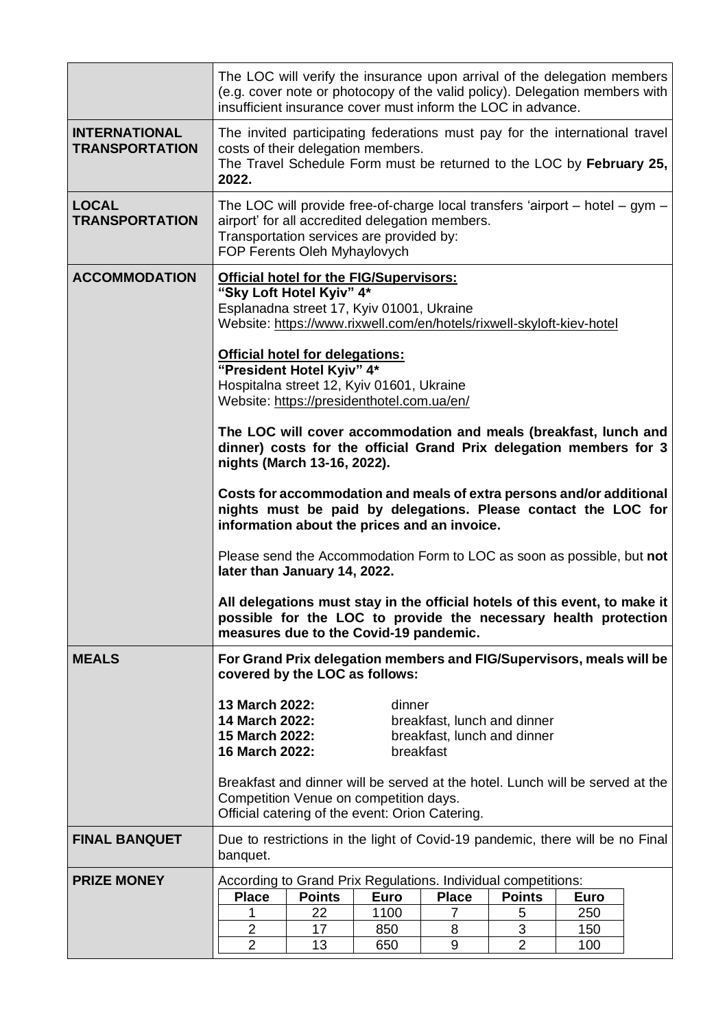| | |
|---|---|
| | The LOC will verify the insurance upon arrival of the delegation members (e.g. cover note or photocopy of the valid policy). Delegation members with insufficient insurance cover must inform the LOC in advance. |
| **INTERNATIONAL TRANSPORTATION** | The invited participating federations must pay for the international travel costs of their delegation members.<br>The Travel Schedule Form must be returned to the LOC by **February 25, 2022.** |
| **LOCAL TRANSPORTATION** | The LOC will provide free-of-charge local transfers 'airport – hotel – gym – airport' for all accredited delegation members.<br>Transportation services are provided by:<br>FOP Ferents Oleh Myhaylovych |
| **ACCOMMODATION** | **Official hotel for the FIG/Supervisors:**<br>**"Sky Loft Hotel Kyiv" 4\***<br>Esplanadna street 17, Kyiv 01001, Ukraine<br>Website: https://www.rixwell.com/en/hotels/rixwell-skyloft-kiev-hotel<br><br>**Official hotel for delegations:**<br>**"President Hotel Kyiv" 4\***<br>Hospitalna street 12, Kyiv 01601, Ukraine<br>Website: https://presidenthotel.com.ua/en/<br><br>**The LOC will cover accommodation and meals (breakfast, lunch and dinner) costs for the official Grand Prix delegation members for 3 nights (March 13-16, 2022).**<br><br>**Costs for accommodation and meals of extra persons and/or additional nights must be paid by delegations. Please contact the LOC for information about the prices and an invoice.**<br><br>Please send the Accommodation Form to LOC as soon as possible, but **not later than January 14, 2022.**<br><br>**All delegations must stay in the official hotels of this event, to make it possible for the LOC to provide the necessary health protection measures due to the Covid-19 pandemic.** |
| **MEALS** | **For Grand Prix delegation members and FIG/Supervisors, meals will be covered by the LOC as follows:**<br><br>**13 March 2022:** dinner<br>**14 March 2022:** breakfast, lunch and dinner<br>**15 March 2022:** breakfast, lunch and dinner<br>**16 March 2022:** breakfast<br><br>Breakfast and dinner will be served at the hotel. Lunch will be served at the Competition Venue on competition days.<br>Official catering of the event: Orion Catering. |
| **FINAL BANQUET** | Due to restrictions in the light of Covid-19 pandemic, there will be no Final banquet. |
| **PRIZE MONEY** | According to Grand Prix Regulations. Individual competitions: |

| Place | Points | Euro | Place | Points | Euro |
|---|---|---|---|---|---|
| 1 | 22 | 1100 | 7 | 5 | 250 |
| 2 | 17 | 850 | 8 | 3 | 150 |
| 2 | 13 | 650 | 9 | 2 | 100 |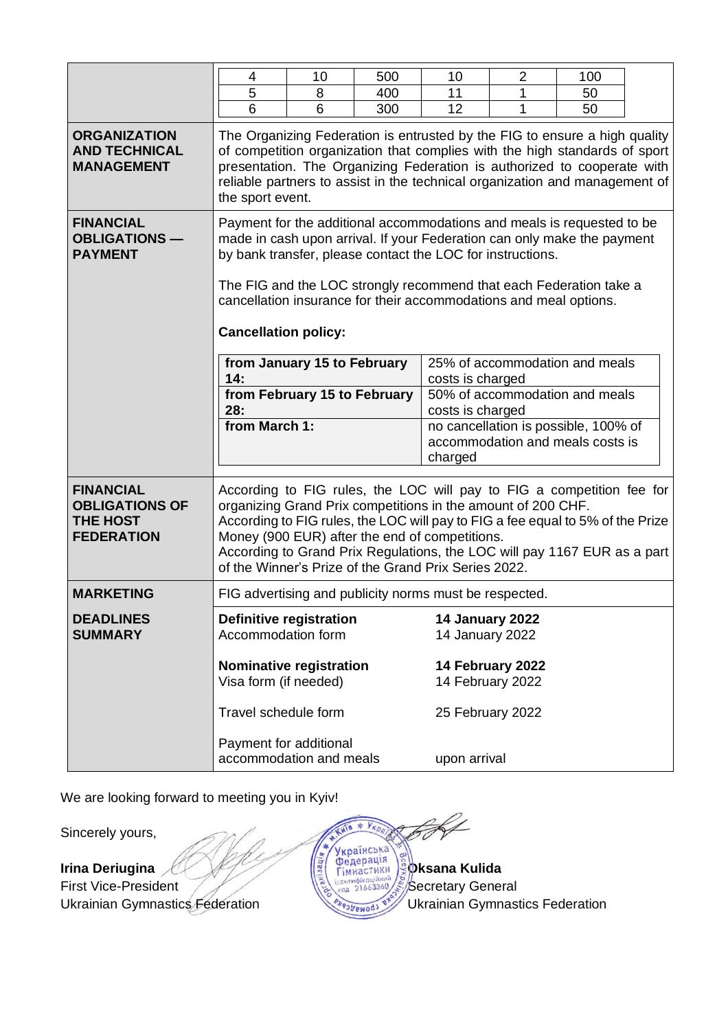| | | | | | | | |
|---|---|---|---|---|---|---|---|
| | 4 | 10 | 500 | 10 | 2 | 100 | |
| | 5 | 8 | 400 | 11 | 1 | 50 | |
| | 6 | 6 | 300 | 12 | 1 | 50 | |

| | |
|---|---|
| **ORGANIZATION AND TECHNICAL MANAGEMENT** | The Organizing Federation is entrusted by the FIG to ensure a high quality of competition organization that complies with the high standards of sport presentation. The Organizing Federation is authorized to cooperate with reliable partners to assist in the technical organization and management of the sport event. |
| **FINANCIAL OBLIGATIONS — PAYMENT** | Payment for the additional accommodations and meals is requested to be made in cash upon arrival. If your Federation can only make the payment by bank transfer, please contact the LOC for instructions.<br><br>The FIG and the LOC strongly recommend that each Federation take a cancellation insurance for their accommodations and meal options.<br><br>**Cancellation policy:**<br><br>**from January 15 to February 14:** 25% of accommodation and meals costs is charged<br>**from February 15 to February 28:** 50% of accommodation and meals costs is charged<br>**from March 1:** no cancellation is possible, 100% of accommodation and meals costs is charged |
| **FINANCIAL OBLIGATIONS OF THE HOST FEDERATION** | According to FIG rules, the LOC will pay to FIG a competition fee for organizing Grand Prix competitions in the amount of 200 CHF.<br>According to FIG rules, the LOC will pay to FIG a fee equal to 5% of the Prize Money (900 EUR) after the end of competitions.<br>According to Grand Prix Regulations, the LOC will pay 1167 EUR as a part of the Winner's Prize of the Grand Prix Series 2022. |
| **MARKETING** | FIG advertising and publicity norms must be respected. |
| **DEADLINES SUMMARY** | **Definitive registration** — **14 January 2022**<br>Accommodation form — 14 January 2022<br><br>**Nominative registration** — **14 February 2022**<br>Visa form (if needed) — 14 February 2022<br><br>Travel schedule form — 25 February 2022<br><br>Payment for additional accommodation and meals — upon arrival |

We are looking forward to meeting you in Kyiv!

Sincerely yours,

**Irina Deriugina**
First Vice-President
Ukrainian Gymnastics Federation

**Oksana Kulida**
Secretary General
Ukrainian Gymnastics Federation